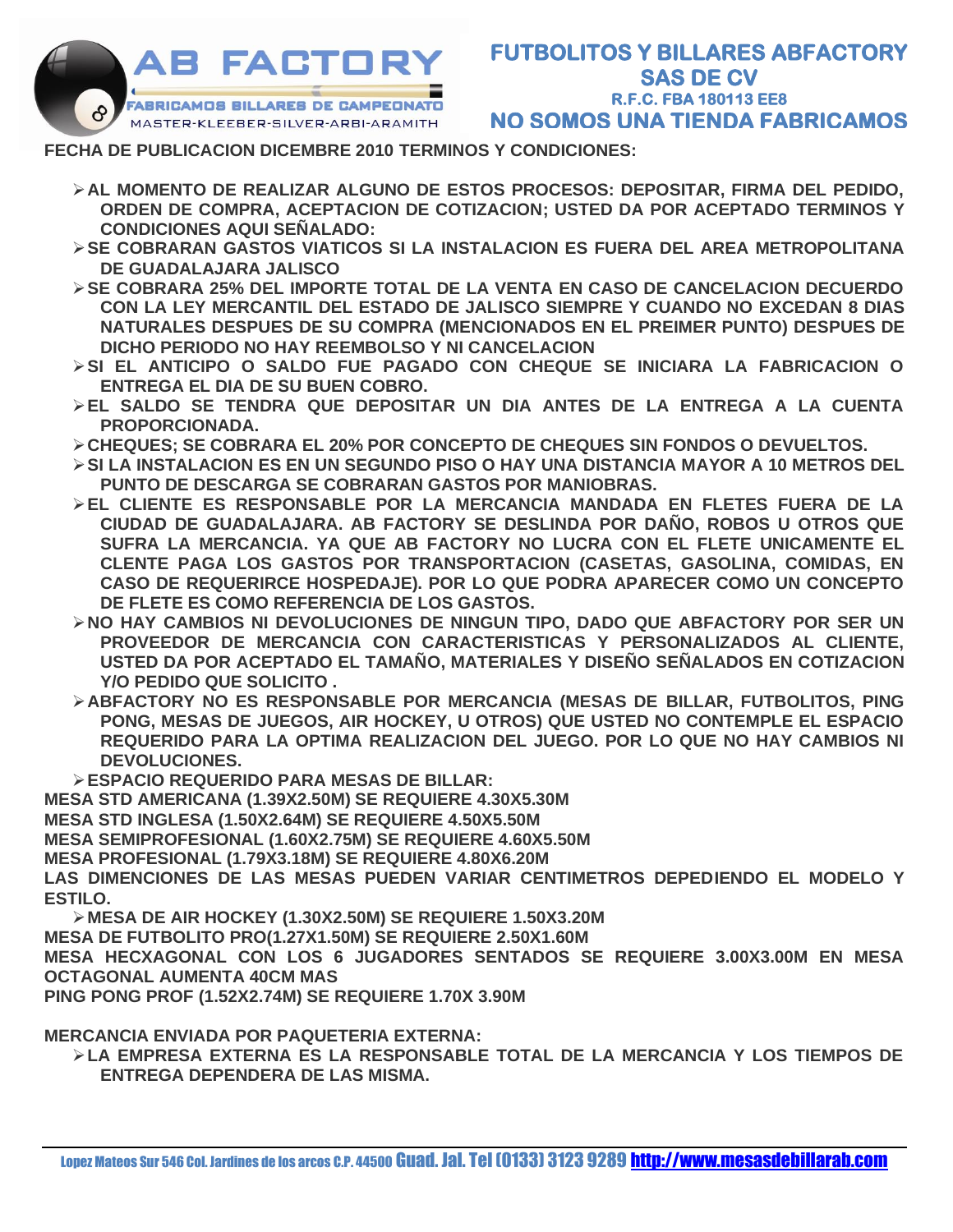**AB FACTORY**

FABRICAMOS BILLARES DE CAMPEONATO

MASTER-KLEEBER-SILVER-ARBI-ARAMITH

**FUTBOLITOS Y BILLARES ABFACTORY SAS DE CV**

**R.F.C. FBA 180113 EE8**

**NO SOMOS UNA TIENDA FABRICAMOS**

**FECHA DE PUBLICACION DICEMBRE 2010 TERMINOS Y CONDICIONES:**

- **AL MOMENTO DE REALIZAR ALGUNO DE ESTOS PROCESOS: DEPOSITAR, FIRMA DEL PEDIDO, ORDEN DE COMPRA, ACEPTACION DE COTIZACION; USTED DA POR ACEPTADO TERMINOS Y CONDICIONES AQUI SEÑALADO:**
- **SE COBRARAN GASTOS VIATICOS SI LA INSTALACION ES FUERA DEL AREA METROPOLITANA DE GUADALAJARA JALISCO**
- **SE COBRARA 25% DEL IMPORTE TOTAL DE LA VENTA EN CASO DE CANCELACION DECUERDO CON LA LEY MERCANTIL DEL ESTADO DE JALISCO SIEMPRE Y CUANDO NO EXCEDAN 8 DIAS NATURALES DESPUES DE SU COMPRA (MENCIONADOS EN EL PREIMER PUNTO) DESPUES DE DICHO PERIODO NO HAY REEMBOLSO Y NI CANCELACION**
- **SI EL ANTICIPO O SALDO FUE PAGADO CON CHEQUE SE INICIARA LA FABRICACION O ENTREGA EL DIA DE SU BUEN COBRO.**
- **EL SALDO SE TENDRA QUE DEPOSITAR UN DIA ANTES DE LA ENTREGA A LA CUENTA PROPORCIONADA.**
- **CHEQUES; SE COBRARA EL 20% POR CONCEPTO DE CHEQUES SIN FONDOS O DEVUELTOS.**
- **SI LA INSTALACION ES EN UN SEGUNDO PISO O HAY UNA DISTANCIA MAYOR A 10 METROS DEL PUNTO DE DESCARGA SE COBRARAN GASTOS POR MANIOBRAS.**
- **EL CLIENTE ES RESPONSABLE POR LA MERCANCIA MANDADA EN FLETES FUERA DE LA CIUDAD DE GUADALAJARA. AB FACTORY SE DESLINDA POR DAÑO, ROBOS U OTROS QUE SUFRA LA MERCANCIA. YA QUE AB FACTORY NO LUCRA CON EL FLETE UNICAMENTE EL CLENTE PAGA LOS GASTOS POR TRANSPORTACION (CASETAS, GASOLINA, COMIDAS, EN CASO DE REQUERIRCE HOSPEDAJE). POR LO QUE PODRA APARECER COMO UN CONCEPTO DE FLETE ES COMO REFERENCIA DE LOS GASTOS.**
- **NO HAY CAMBIOS NI DEVOLUCIONES DE NINGUN TIPO, DADO QUE ABFACTORY POR SER UN PROVEEDOR DE MERCANCIA CON CARACTERISTICAS Y PERSONALIZADOS AL CLIENTE, USTED DA POR ACEPTADO EL TAMAÑO, MATERIALES Y DISEÑO SEÑALADOS EN COTIZACION Y/O PEDIDO QUE SOLICITO .**
- **ABFACTORY NO ES RESPONSABLE POR MERCANCIA (MESAS DE BILLAR, FUTBOLITOS, PING PONG, MESAS DE JUEGOS, AIR HOCKEY, U OTROS) QUE USTED NO CONTEMPLE EL ESPACIO REQUERIDO PARA LA OPTIMA REALIZACION DEL JUEGO. POR LO QUE NO HAY CAMBIOS NI DEVOLUCIONES.**
- **ESPACIO REQUERIDO PARA MESAS DE BILLAR:**

**MESA STD AMERICANA (1.39X2.50M) SE REQUIERE 4.30X5.30M**
**MESA STD INGLESA (1.50X2.64M) SE REQUIERE 4.50X5.50M**
**MESA SEMIPROFESIONAL (1.60X2.75M) SE REQUIERE 4.60X5.50M**
**MESA PROFESIONAL (1.79X3.18M) SE REQUIERE 4.80X6.20M**
**LAS DIMENCIONES DE LAS MESAS PUEDEN VARIAR CENTIMETROS DEPEDIENDO EL MODELO Y ESTILO.**

- **MESA DE AIR HOCKEY (1.30X2.50M) SE REQUIERE 1.50X3.20M**

**MESA DE FUTBOLITO PRO(1.27X1.50M) SE REQUIERE 2.50X1.60M**
**MESA HECXAGONAL CON LOS 6 JUGADORES SENTADOS SE REQUIERE 3.00X3.00M EN MESA OCTAGONAL AUMENTA 40CM MAS**
**PING PONG PROF (1.52X2.74M) SE REQUIERE 1.70X 3.90M**

**MERCANCIA ENVIADA POR PAQUETERIA EXTERNA:**

- **LA EMPRESA EXTERNA ES LA RESPONSABLE TOTAL DE LA MERCANCIA Y LOS TIEMPOS DE ENTREGA DEPENDERA DE LAS MISMA.**

Lopez Mateos Sur 546 Col. Jardines de los arcos C.P. 44500 Guad. Jal. Tel (0133) 3123 9289 http://www.mesasdebillarab.com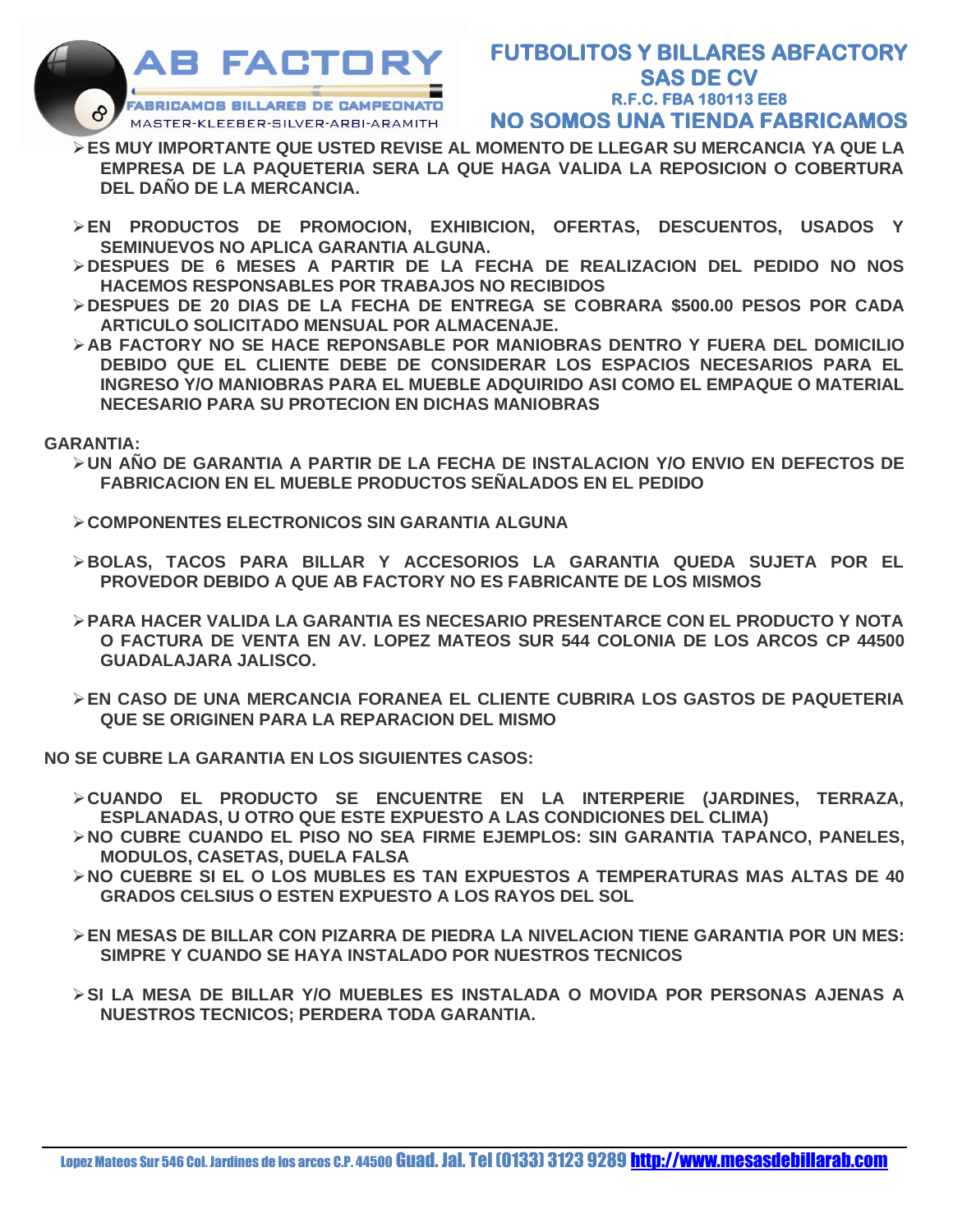**AB FACTORY**

**FABRICAMOS BILLARES DE CAMPEONATO**

MASTER-KLEEBER-SILVER-ARBI-ARAMITH

**FUTBOLITOS Y BILLARES ABFACTORY SAS DE CV**

**R.F.C. FBA 180113 EE8**

**NO SOMOS UNA TIENDA FABRICAMOS**

- **ES MUY IMPORTANTE QUE USTED REVISE AL MOMENTO DE LLEGAR SU MERCANCIA YA QUE LA EMPRESA DE LA PAQUETERIA SERA LA QUE HAGA VALIDA LA REPOSICION O COBERTURA DEL DAÑO DE LA MERCANCIA.**
- **EN PRODUCTOS DE PROMOCION, EXHIBICION, OFERTAS, DESCUENTOS, USADOS Y SEMINUEVOS NO APLICA GARANTIA ALGUNA.**
- **DESPUES DE 6 MESES A PARTIR DE LA FECHA DE REALIZACION DEL PEDIDO NO NOS HACEMOS RESPONSABLES POR TRABAJOS NO RECIBIDOS**
- **DESPUES DE 20 DIAS DE LA FECHA DE ENTREGA SE COBRARA $500.00 PESOS POR CADA ARTICULO SOLICITADO MENSUAL POR ALMACENAJE.**
- **AB FACTORY NO SE HACE REPONSABLE POR MANIOBRAS DENTRO Y FUERA DEL DOMICILIO DEBIDO QUE EL CLIENTE DEBE DE CONSIDERAR LOS ESPACIOS NECESARIOS PARA EL INGRESO Y/O MANIOBRAS PARA EL MUEBLE ADQUIRIDO ASI COMO EL EMPAQUE O MATERIAL NECESARIO PARA SU PROTECION EN DICHAS MANIOBRAS**

**GARANTIA:**

- **UN AÑO DE GARANTIA A PARTIR DE LA FECHA DE INSTALACION Y/O ENVIO EN DEFECTOS DE FABRICACION EN EL MUEBLE PRODUCTOS SEÑALADOS EN EL PEDIDO**
- **COMPONENTES ELECTRONICOS SIN GARANTIA ALGUNA**
- **BOLAS, TACOS PARA BILLAR Y ACCESORIOS LA GARANTIA QUEDA SUJETA POR EL PROVEDOR DEBIDO A QUE AB FACTORY NO ES FABRICANTE DE LOS MISMOS**
- **PARA HACER VALIDA LA GARANTIA ES NECESARIO PRESENTARCE CON EL PRODUCTO Y NOTA O FACTURA DE VENTA EN AV. LOPEZ MATEOS SUR 544 COLONIA DE LOS ARCOS CP 44500 GUADALAJARA JALISCO.**
- **EN CASO DE UNA MERCANCIA FORANEA EL CLIENTE CUBRIRA LOS GASTOS DE PAQUETERIA QUE SE ORIGINEN PARA LA REPARACION DEL MISMO**

**NO SE CUBRE LA GARANTIA EN LOS SIGUIENTES CASOS:**

- **CUANDO EL PRODUCTO SE ENCUENTRE EN LA INTERPERIE (JARDINES, TERRAZA, ESPLANADAS, U OTRO QUE ESTE EXPUESTO A LAS CONDICIONES DEL CLIMA)**
- **NO CUBRE CUANDO EL PISO NO SEA FIRME EJEMPLOS: SIN GARANTIA TAPANCO, PANELES, MODULOS, CASETAS, DUELA FALSA**
- **NO CUEBRE SI EL O LOS MUBLES ES TAN EXPUESTOS A TEMPERATURAS MAS ALTAS DE 40 GRADOS CELSIUS O ESTEN EXPUESTO A LOS RAYOS DEL SOL**
- **EN MESAS DE BILLAR CON PIZARRA DE PIEDRA LA NIVELACION TIENE GARANTIA POR UN MES: SIMPRE Y CUANDO SE HAYA INSTALADO POR NUESTROS TECNICOS**
- **SI LA MESA DE BILLAR Y/O MUEBLES ES INSTALADA O MOVIDA POR PERSONAS AJENAS A NUESTROS TECNICOS; PERDERA TODA GARANTIA.**

Lopez Mateos Sur 546 Col. Jardines de los arcos C.P. 44500 Guad. Jal. Tel (0133) 3123 9289 http://www.mesasdebillarab.com